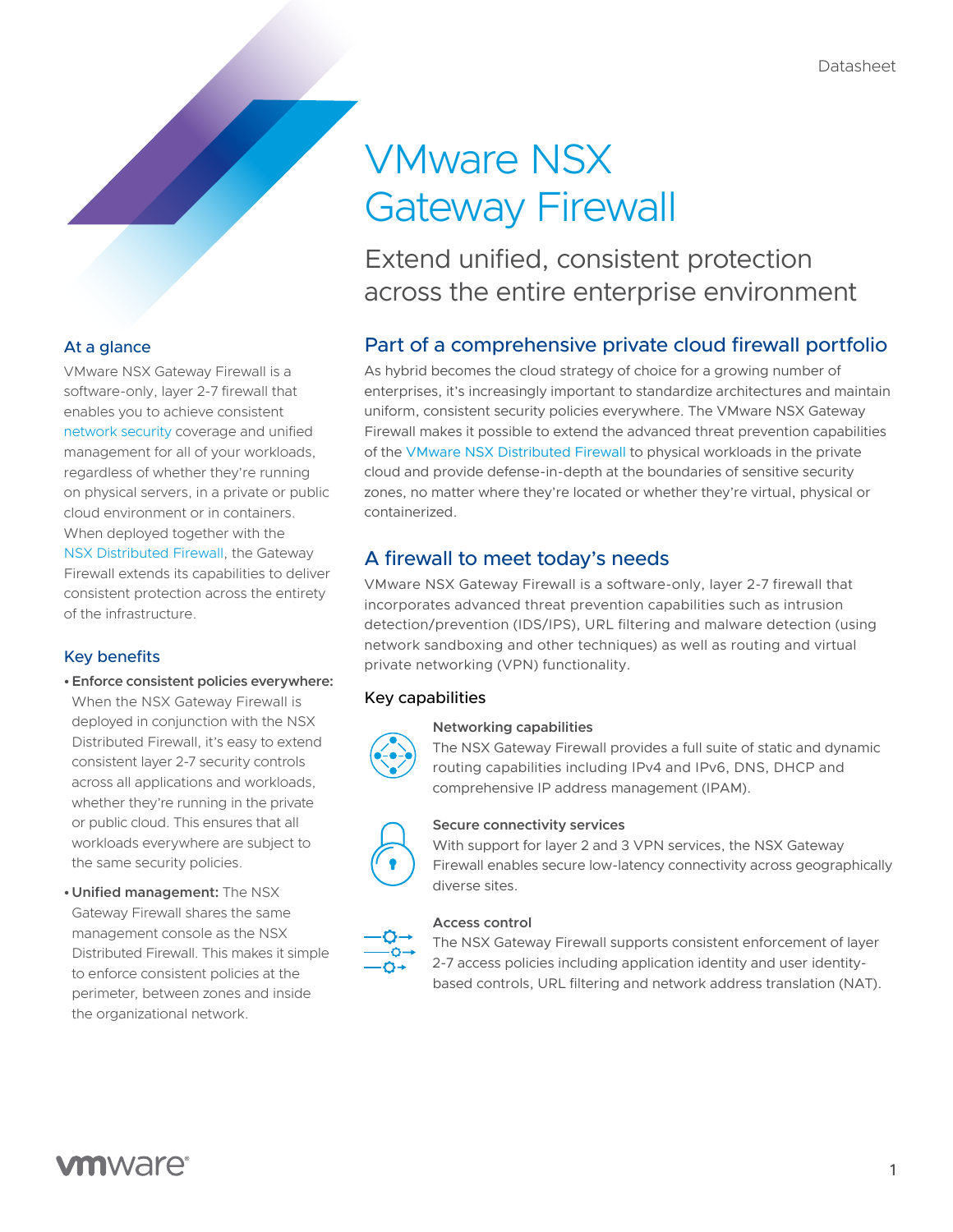Datasheet

# VMware NSX Gateway Firewall

Extend unified, consistent protection across the entire enterprise environment

## At a glance

VMware NSX Gateway Firewall is a software-only, layer 2-7 firewall that enables you to achieve consistent network security coverage and unified management for all of your workloads, regardless of whether they're running on physical servers, in a private or public cloud environment or in containers. When deployed together with the NSX Distributed Firewall, the Gateway Firewall extends its capabilities to deliver consistent protection across the entirety of the infrastructure.

## Key benefits

- **Enforce consistent policies everywhere:** When the NSX Gateway Firewall is deployed in conjunction with the NSX Distributed Firewall, it's easy to extend consistent layer 2-7 security controls across all applications and workloads, whether they're running in the private or public cloud. This ensures that all workloads everywhere are subject to the same security policies.
- **Unified management:** The NSX Gateway Firewall shares the same management console as the NSX Distributed Firewall. This makes it simple to enforce consistent policies at the perimeter, between zones and inside the organizational network.

## Part of a comprehensive private cloud firewall portfolio

As hybrid becomes the cloud strategy of choice for a growing number of enterprises, it's increasingly important to standardize architectures and maintain uniform, consistent security policies everywhere. The VMware NSX Gateway Firewall makes it possible to extend the advanced threat prevention capabilities of the VMware NSX Distributed Firewall to physical workloads in the private cloud and provide defense-in-depth at the boundaries of sensitive security zones, no matter where they're located or whether they're virtual, physical or containerized.

## A firewall to meet today's needs

VMware NSX Gateway Firewall is a software-only, layer 2-7 firewall that incorporates advanced threat prevention capabilities such as intrusion detection/prevention (IDS/IPS), URL filtering and malware detection (using network sandboxing and other techniques) as well as routing and virtual private networking (VPN) functionality.

### Key capabilities

**Networking capabilities**
The NSX Gateway Firewall provides a full suite of static and dynamic routing capabilities including IPv4 and IPv6, DNS, DHCP and comprehensive IP address management (IPAM).

**Secure connectivity services**
With support for layer 2 and 3 VPN services, the NSX Gateway Firewall enables secure low-latency connectivity across geographically diverse sites.

**Access control**
The NSX Gateway Firewall supports consistent enforcement of layer 2-7 access policies including application identity and user identity-based controls, URL filtering and network address translation (NAT).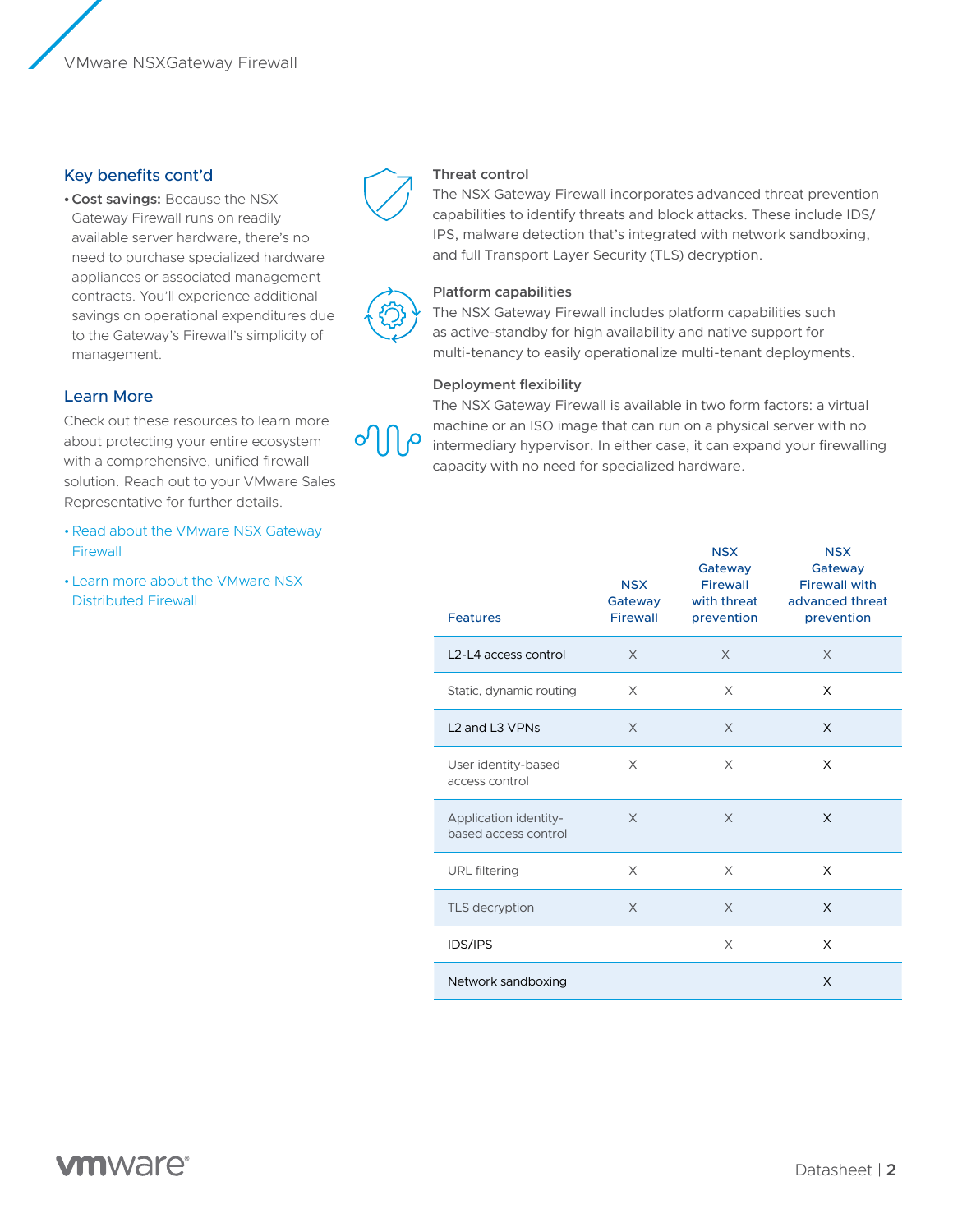## Key benefits cont'd

- **Cost savings:** Because the NSX Gateway Firewall runs on readily available server hardware, there's no need to purchase specialized hardware appliances or associated management contracts. You'll experience additional savings on operational expenditures due to the Gateway's Firewall's simplicity of management.

## Learn More

Check out these resources to learn more about protecting your entire ecosystem with a comprehensive, unified firewall solution. Reach out to your VMware Sales Representative for further details.

- Read about the VMware NSX Gateway Firewall
- Learn more about the VMware NSX Distributed Firewall

### Threat control

The NSX Gateway Firewall incorporates advanced threat prevention capabilities to identify threats and block attacks. These include IDS/IPS, malware detection that's integrated with network sandboxing, and full Transport Layer Security (TLS) decryption.

### Platform capabilities

The NSX Gateway Firewall includes platform capabilities such as active-standby for high availability and native support for multi-tenancy to easily operationalize multi-tenant deployments.

### Deployment flexibility

The NSX Gateway Firewall is available in two form factors: a virtual machine or an ISO image that can run on a physical server with no intermediary hypervisor. In either case, it can expand your firewalling capacity with no need for specialized hardware.

| Features | NSX Gateway Firewall | NSX Gateway Firewall with threat prevention | NSX Gateway Firewall with advanced threat prevention |
|---|---|---|---|
| L2-L4 access control | X | X | X |
| Static, dynamic routing | X | X | X |
| L2 and L3 VPNs | X | X | X |
| User identity-based access control | X | X | X |
| Application identity-based access control | X | X | X |
| URL filtering | X | X | X |
| TLS decryption | X | X | X |
| IDS/IPS | | X | X |
| Network sandboxing | | | X |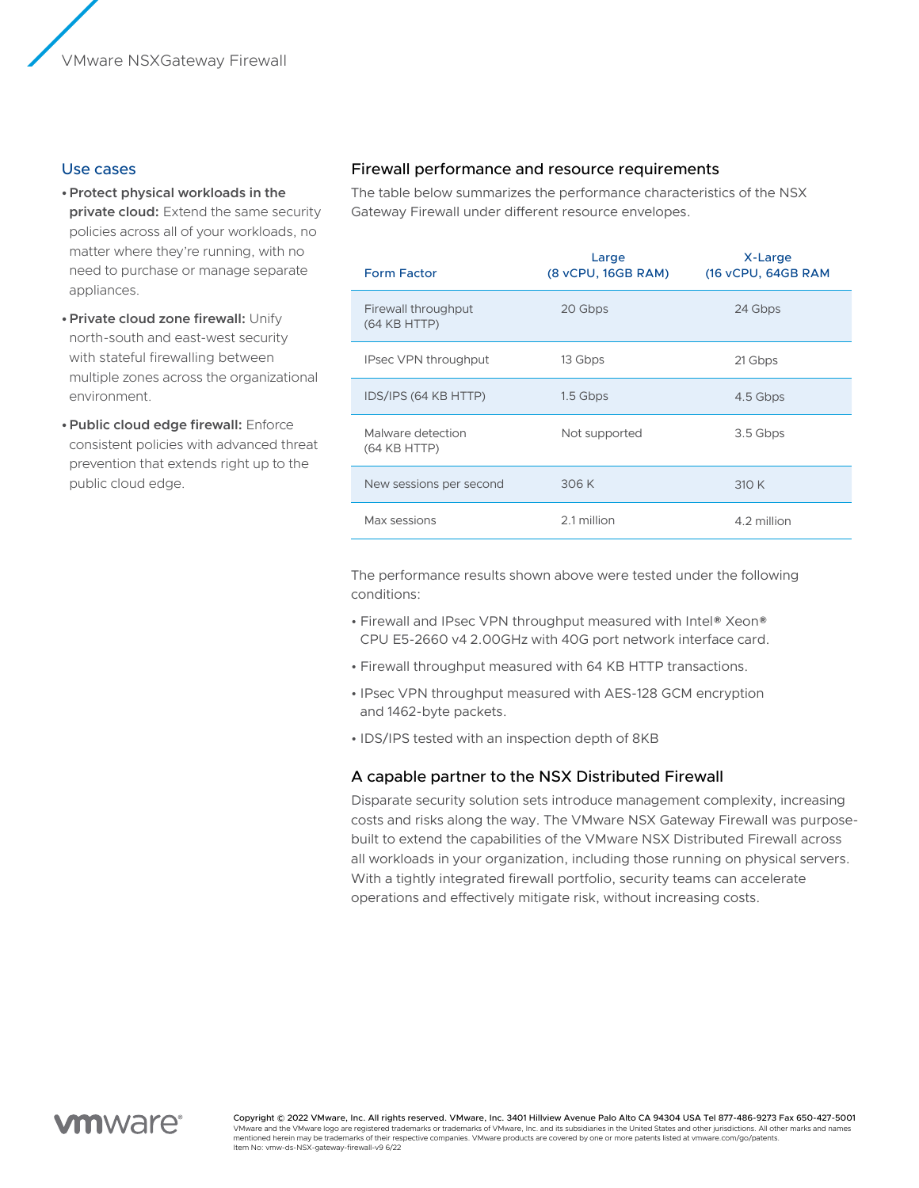## Use cases

- **Protect physical workloads in the private cloud:** Extend the same security policies across all of your workloads, no matter where they're running, with no need to purchase or manage separate appliances.
- **Private cloud zone firewall:** Unify north-south and east-west security with stateful firewalling between multiple zones across the organizational environment.
- **Public cloud edge firewall:** Enforce consistent policies with advanced threat prevention that extends right up to the public cloud edge.

## Firewall performance and resource requirements

The table below summarizes the performance characteristics of the NSX Gateway Firewall under different resource envelopes.

| Form Factor | Large (8 vCPU, 16GB RAM) | X-Large (16 vCPU, 64GB RAM |
|---|---|---|
| Firewall throughput (64 KB HTTP) | 20 Gbps | 24 Gbps |
| IPsec VPN throughput | 13 Gbps | 21 Gbps |
| IDS/IPS (64 KB HTTP) | 1.5 Gbps | 4.5 Gbps |
| Malware detection (64 KB HTTP) | Not supported | 3.5 Gbps |
| New sessions per second | 306 K | 310 K |
| Max sessions | 2.1 million | 4.2 million |

The performance results shown above were tested under the following conditions:

- Firewall and IPsec VPN throughput measured with Intel® Xeon® CPU E5-2660 v4 2.00GHz with 40G port network interface card.
- Firewall throughput measured with 64 KB HTTP transactions.
- IPsec VPN throughput measured with AES-128 GCM encryption and 1462-byte packets.
- IDS/IPS tested with an inspection depth of 8KB

## A capable partner to the NSX Distributed Firewall

Disparate security solution sets introduce management complexity, increasing costs and risks along the way. The VMware NSX Gateway Firewall was purpose-built to extend the capabilities of the VMware NSX Distributed Firewall across all workloads in your organization, including those running on physical servers. With a tightly integrated firewall portfolio, security teams can accelerate operations and effectively mitigate risk, without increasing costs.

Copyright © 2022 VMware, Inc. All rights reserved. VMware, Inc. 3401 Hillview Avenue Palo Alto CA 94304 USA Tel 877-486-9273 Fax 650-427-5001 VMware and the VMware logo are registered trademarks or trademarks of VMware, Inc. and its subsidiaries in the United States and other jurisdictions. All other marks and names mentioned herein may be trademarks of their respective companies. VMware products are covered by one or more patents listed at vmware.com/go/patents. Item No: vmw-ds-NSX-gateway-firewall-v9 6/22